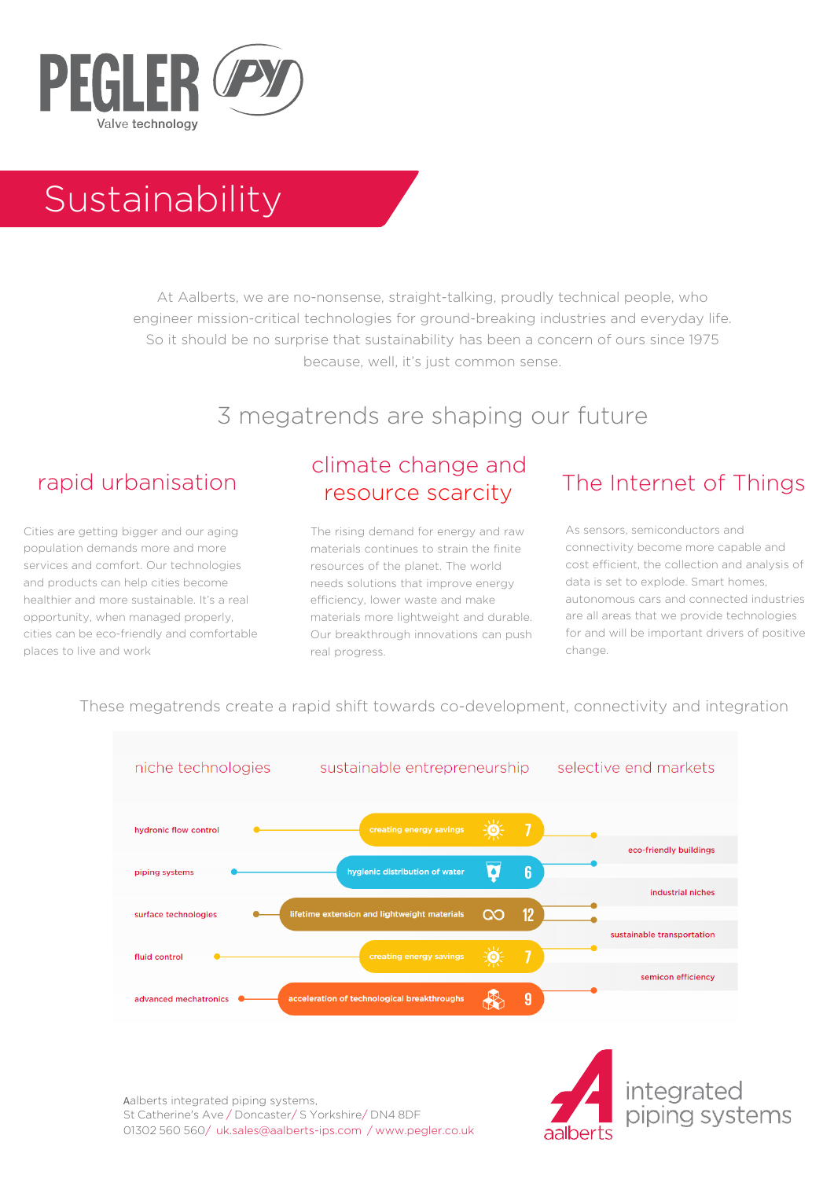PEGLER

Valve technology

# Sustainability

At Aalberts, we are no-nonsense, straight-talking, proudly technical people, who engineer mission-critical technologies for ground-breaking industries and everyday life. So it should be no surprise that sustainability has been a concern of ours since 1975 because, well, it's just common sense.

## 3 megatrends are shaping our future

### rapid urbanisation

Cities are getting bigger and our aging population demands more and more services and comfort. Our technologies and products can help cities become healthier and more sustainable. It's a real opportunity, when managed properly, cities can be eco-friendly and comfortable places to live and work

### climate change and resource scarcity

The rising demand for energy and raw materials continues to strain the finite resources of the planet. The world needs solutions that improve energy efficiency, lower waste and make materials more lightweight and durable. Our breakthrough innovations can push real progress.

### The Internet of Things

As sensors, semiconductors and connectivity become more capable and cost efficient, the collection and analysis of data is set to explode. Smart homes, autonomous cars and connected industries are all areas that we provide technologies for and will be important drivers of positive change.

These megatrends create a rapid shift towards co-development, connectivity and integration

| niche technologies | sustainable entrepreneurship | | selective end markets |
|---|---|---|---|
| hydronic flow control | creating energy savings | 7 | eco-friendly buildings |
| piping systems | hygienic distribution of water | 6 | industrial niches |
| surface technologies | lifetime extension and lightweight materials | 12 | sustainable transportation |
| fluid control | creating energy savings | 7 | semicon efficiency |
| advanced mechatronics | acceleration of technological breakthroughs | 9 | |

Aalberts integrated piping systems,
St Catherine's Ave / Doncaster/ S Yorkshire/ DN4 8DF
01302 560 560/ uk.sales@aalberts-ips.com / www.pegler.co.uk

aalberts integrated piping systems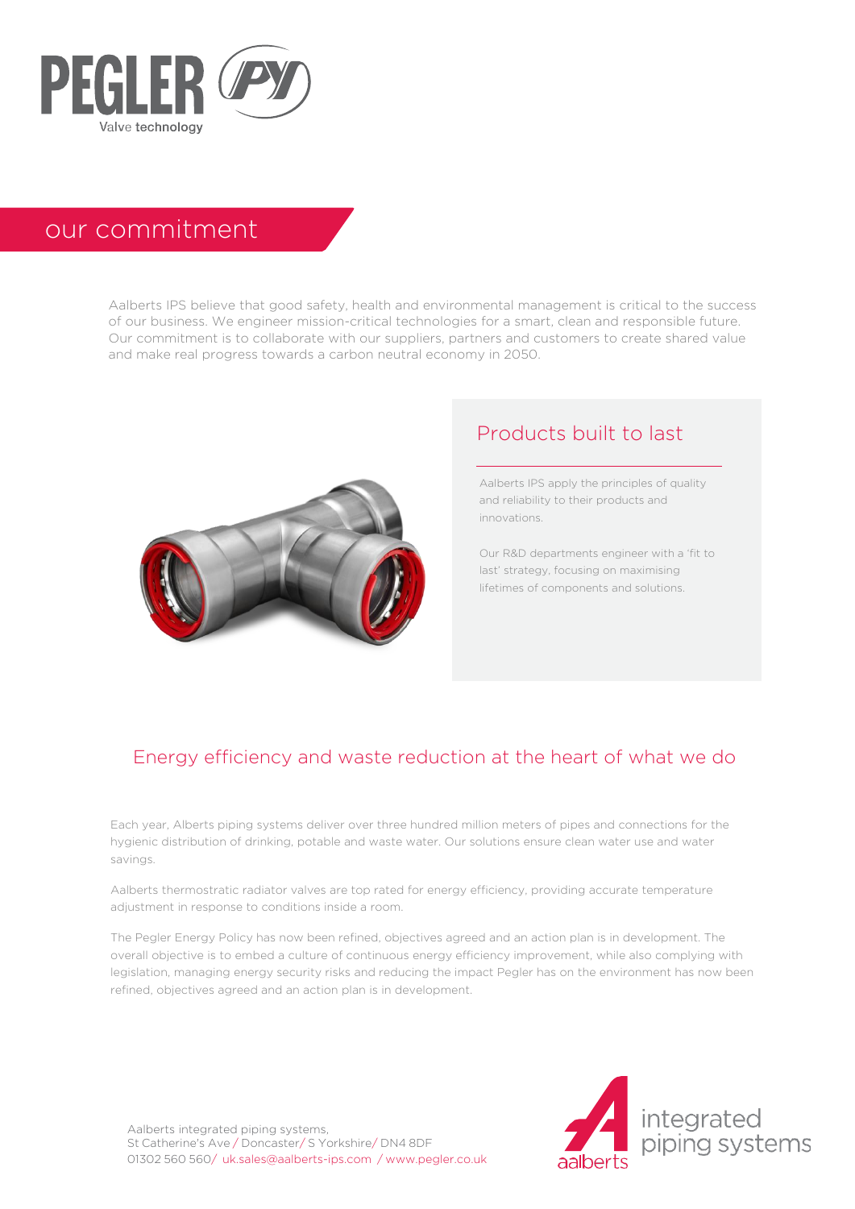PEGLER

Valve technology

## our commitment

Aalberts IPS believe that good safety, health and environmental management is critical to the success of our business. We engineer mission-critical technologies for a smart, clean and responsible future. Our commitment is to collaborate with our suppliers, partners and customers to create shared value and make real progress towards a carbon neutral economy in 2050.

### Products built to last

Aalberts IPS apply the principles of quality and reliability to their products and innovations.

Our R&D departments engineer with a 'fit to last' strategy, focusing on maximising lifetimes of components and solutions.

### Energy efficiency and waste reduction at the heart of what we do

Each year, Alberts piping systems deliver over three hundred million meters of pipes and connections for the hygienic distribution of drinking, potable and waste water. Our solutions ensure clean water use and water savings.

Aalberts thermostratic radiator valves are top rated for energy efficiency, providing accurate temperature adjustment in response to conditions inside a room.

The Pegler Energy Policy has now been refined, objectives agreed and an action plan is in development. The overall objective is to embed a culture of continuous energy efficiency improvement, while also complying with legislation, managing energy security risks and reducing the impact Pegler has on the environment has now been refined, objectives agreed and an action plan is in development.

Aalberts integrated piping systems,
St Catherine's Ave / Doncaster / S Yorkshire / DN4 8DF
01302 560 560 / uk.sales@aalberts-ips.com / www.pegler.co.uk

aalberts integrated piping systems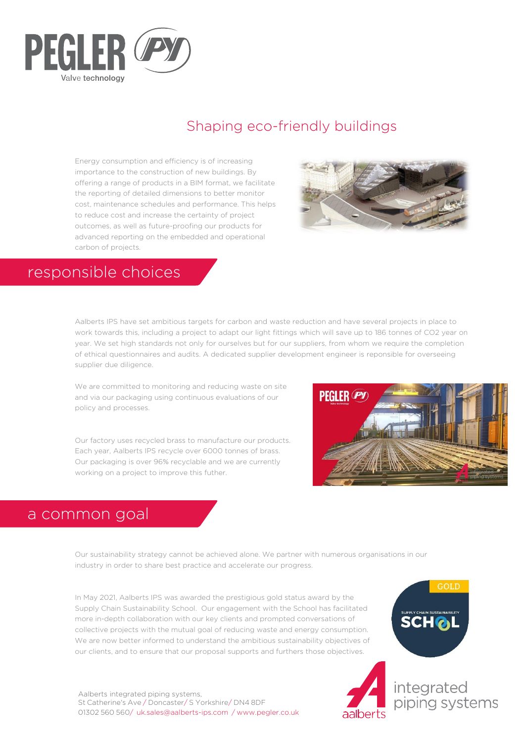PEGLER

Valve technology

## Shaping eco-friendly buildings

Energy consumption and efficiency is of increasing importance to the construction of new buildings. By offering a range of products in a BIM format, we facilitate the reporting of detailed dimensions to better monitor cost, maintenance schedules and performance. This helps to reduce cost and increase the certainty of project outcomes, as well as future-proofing our products for advanced reporting on the embedded and operational carbon of projects.

## responsible choices

Aalberts IPS have set ambitious targets for carbon and waste reduction and have several projects in place to work towards this, including a project to adapt our light fittings which will save up to 186 tonnes of CO2 year on year. We set high standards not only for ourselves but for our suppliers, from whom we require the completion of ethical questionnaires and audits. A dedicated supplier development engineer is reponsible for overseeing supplier due diligence.

We are committed to monitoring and reducing waste on site and via our packaging using continuous evaluations of our policy and processes.

Our factory uses recycled brass to manufacture our products. Each year, Aalberts IPS recycle over 6000 tonnes of brass. Our packaging is over 96% recyclable and we are currently working on a project to improve this futher.

## a common goal

Our sustainability strategy cannot be achieved alone. We partner with numerous organisations in our industry in order to share best practice and accelerate our progress.

In May 2021, Aalberts IPS was awarded the prestigious gold status award by the Supply Chain Sustainability School. Our engagement with the School has facilitated more in-depth collaboration with our key clients and prompted conversations of collective projects with the mutual goal of reducing waste and energy consumption. We are now better informed to understand the ambitious sustainability objectives of our clients, and to ensure that our proposal supports and furthers those objectives.

Aalberts integrated piping systems,
St Catherine's Ave / Doncaster/ S Yorkshire/ DN4 8DF
01302 560 560/ uk.sales@aalberts-ips.com / www.pegler.co.uk

aalberts integrated piping systems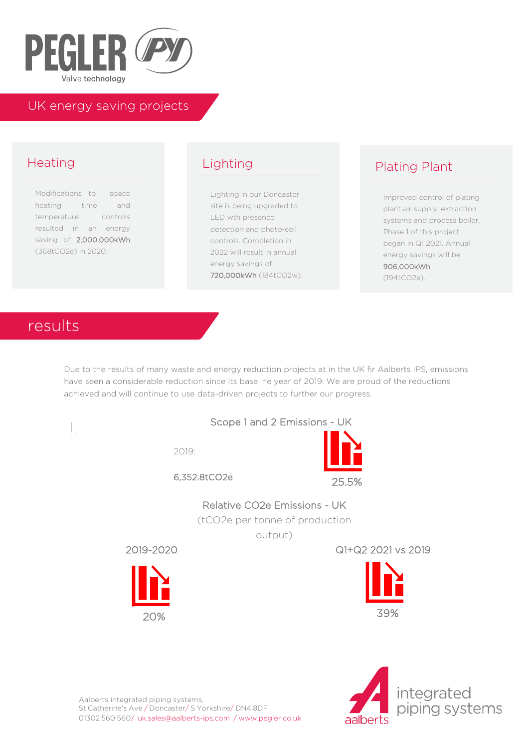# PEGLER

Valve technology

## UK energy saving projects

### Heating

Modifications to space heating time and temperature controls resulted in an energy saving of **2,000,000kWh** (368t$CO_2$e) in 2020.

### Lighting

Lighting in our Doncaster site is being upgraded to LED wth presence detection and photo-cell controls. Completion in 2022 will result in annual energy savings of **720,000kWh** (184t$CO_2$w).

### Plating Plant

Improved control of plating plant air supply, extraction systems and process boiler. Phase 1 of this project began in Q1 2021. Annual energy savings will be **906,000kWh** (194t$CO_2$e).

## results

Due to the results of many waste and energy reduction projects at in the UK fir Aalberts IPS, emissions have seen a considerable reduction since its baseline year of 2019. We are proud of the reductions achieved and will continue to use data-driven projects to further our progress.

### Scope 1 and 2 Emissions - UK

2019:

6,352.8t$CO_2$e

25.5%

### Relative $CO_2$e Emissions - UK

(t$CO_2$e per tonne of production output)

2019-2020

20%

Q1+Q2 2021 vs 2019

39%

Aalberts integrated piping systems,
St Catherine's Ave / Doncaster/ S Yorkshire/ DN4 8DF
01302 560 560/ uk.sales@aalberts-ips.com / www.pegler.co.uk

aalberts integrated piping systems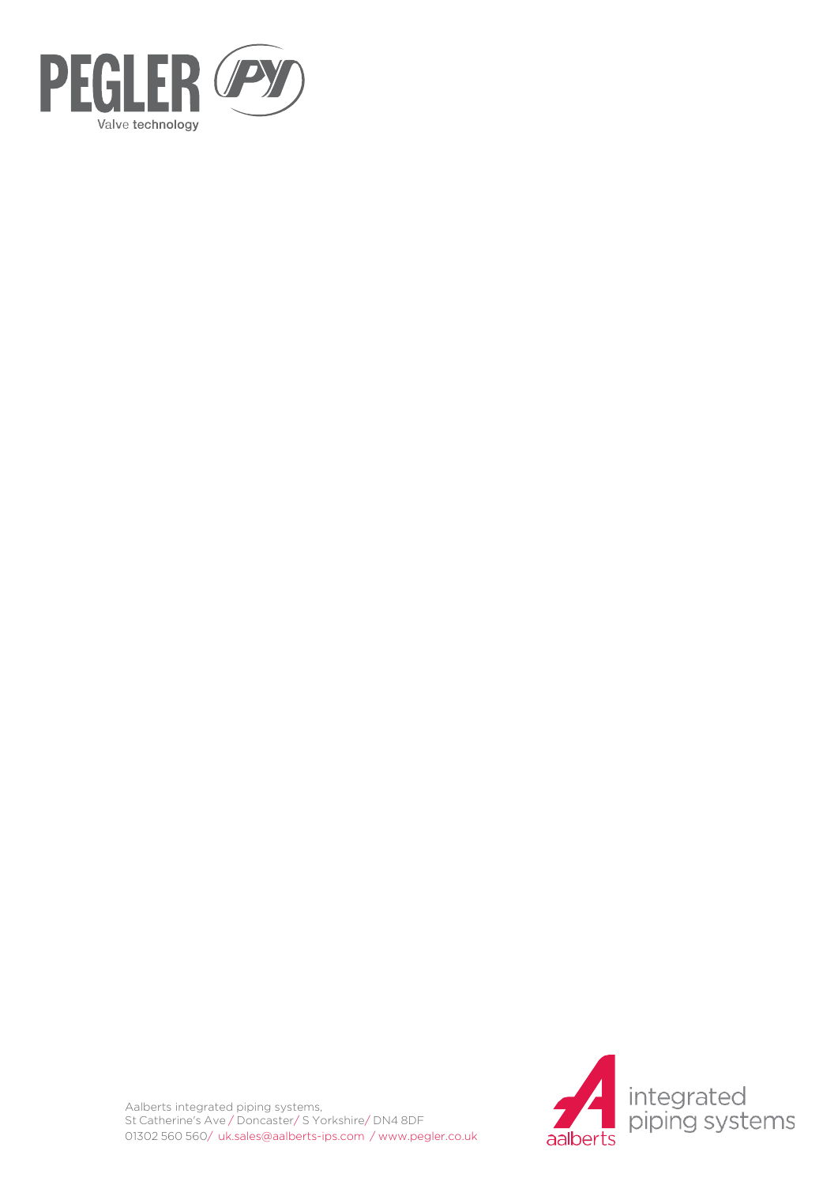PEGLER

Valve technology

Aalberts integrated piping systems,
St Catherine's Ave / Doncaster/ S Yorkshire/ DN4 8DF
01302 560 560/ uk.sales@aalberts-ips.com / www.pegler.co.uk

aalberts integrated piping systems